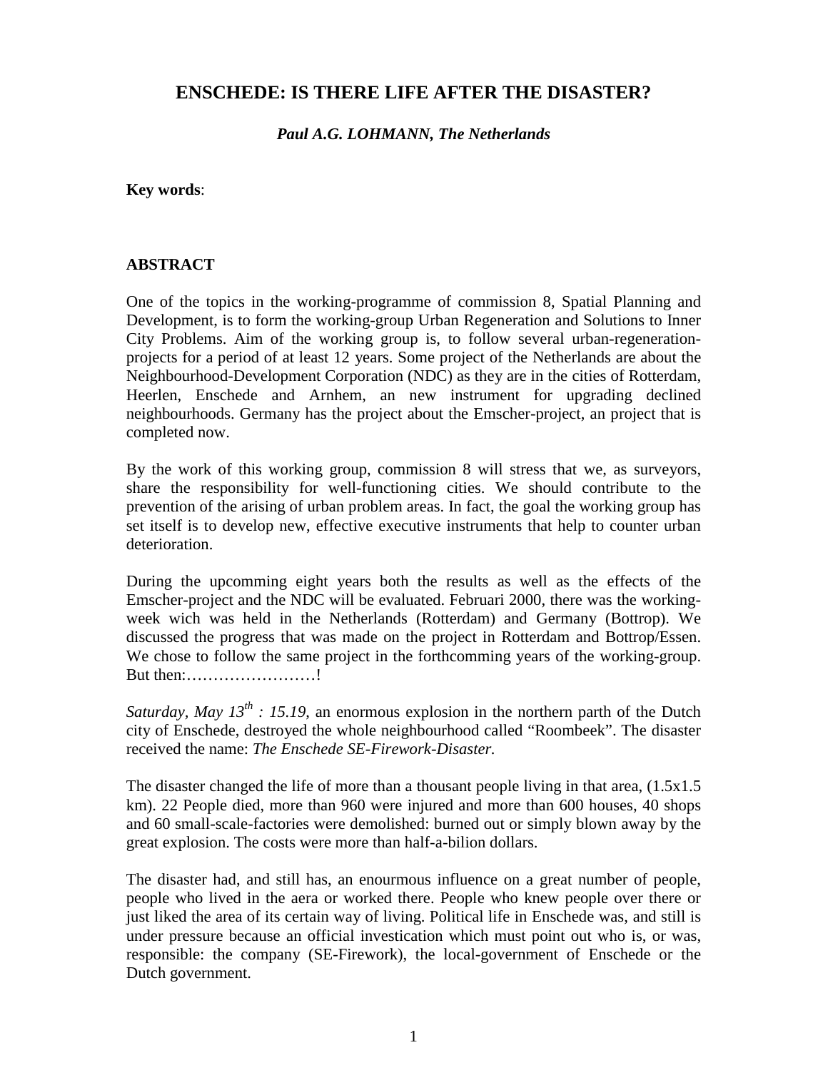# ENSCHEDE: IS THERE LIFE AFTER THE DISASTER?

***Paul A.G. LOHMANN, The Netherlands***

**Key words**:

## ABSTRACT

One of the topics in the working-programme of commission 8, Spatial Planning and Development, is to form the working-group Urban Regeneration and Solutions to Inner City Problems. Aim of the working group is, to follow several urban-regeneration-projects for a period of at least 12 years. Some project of the Netherlands are about the Neighbourhood-Development Corporation (NDC) as they are in the cities of Rotterdam, Heerlen, Enschede and Arnhem, an new instrument for upgrading declined neighbourhoods. Germany has the project about the Emscher-project, an project that is completed now.

By the work of this working group, commission 8 will stress that we, as surveyors, share the responsibility for well-functioning cities. We should contribute to the prevention of the arising of urban problem areas. In fact, the goal the working group has set itself is to develop new, effective executive instruments that help to counter urban deterioration.

During the upcomming eight years both the results as well as the effects of the Emscher-project and the NDC will be evaluated. Februari 2000, there was the working-week wich was held in the Netherlands (Rotterdam) and Germany (Bottrop). We discussed the progress that was made on the project in Rotterdam and Bottrop/Essen. We chose to follow the same project in the forthcomming years of the working-group. But then:……………………!

*Saturday, May 13th : 15.19*, an enormous explosion in the northern parth of the Dutch city of Enschede, destroyed the whole neighbourhood called “Roombeek”. The disaster received the name: *The Enschede SE-Firework-Disaster.*

The disaster changed the life of more than a thousant people living in that area, (1.5x1.5 km). 22 People died, more than 960 were injured and more than 600 houses, 40 shops and 60 small-scale-factories were demolished: burned out or simply blown away by the great explosion. The costs were more than half-a-bilion dollars.

The disaster had, and still has, an enourmous influence on a great number of people, people who lived in the aera or worked there. People who knew people over there or just liked the area of its certain way of living. Political life in Enschede was, and still is under pressure because an official investication which must point out who is, or was, responsible: the company (SE-Firework), the local-government of Enschede or the Dutch government.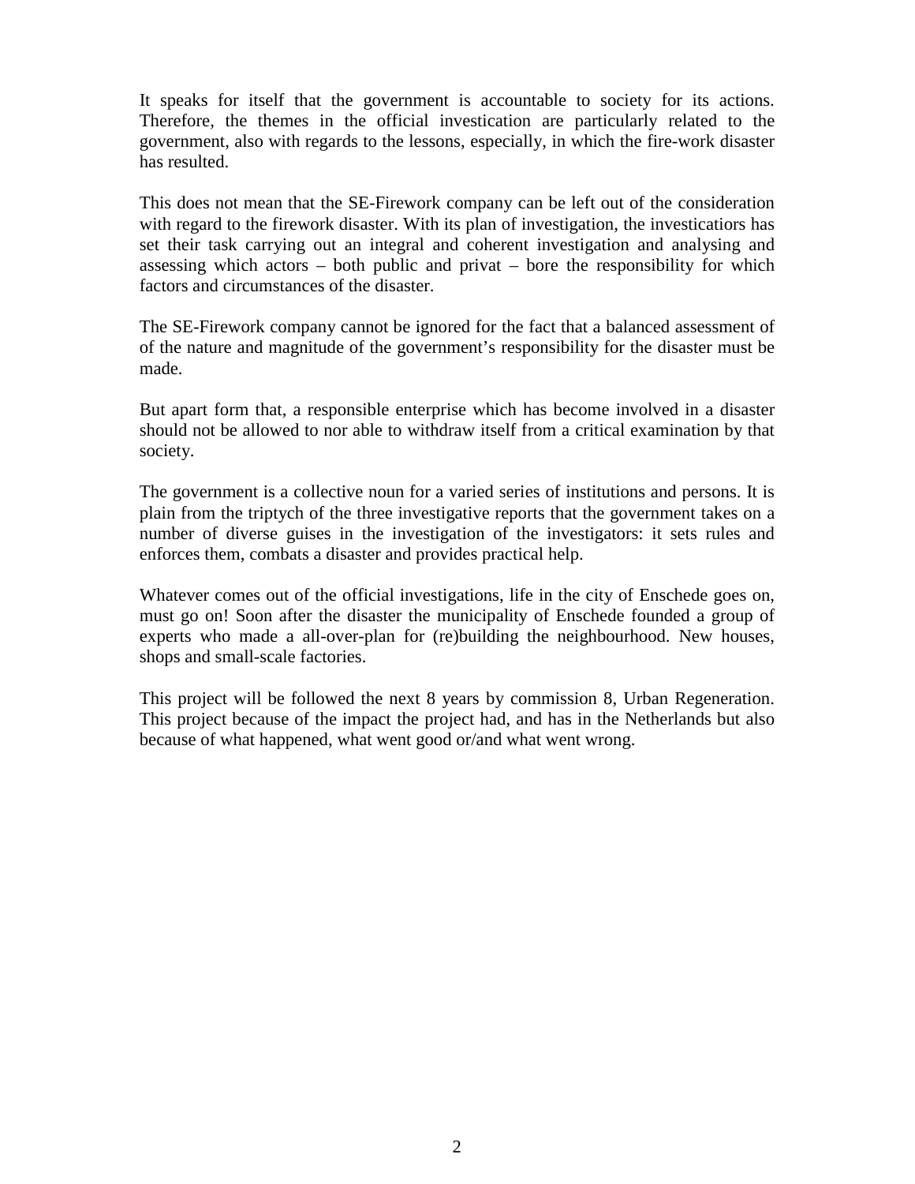It speaks for itself that the government is accountable to society for its actions. Therefore, the themes in the official investication are particularly related to the government, also with regards to the lessons, especially, in which the fire-work disaster has resulted.

This does not mean that the SE-Firework company can be left out of the consideration with regard to the firework disaster. With its plan of investigation, the investicatiors has set their task carrying out an integral and coherent investigation and analysing and assessing which actors – both public and privat – bore the responsibility for which factors and circumstances of the disaster.

The SE-Firework company cannot be ignored for the fact that a balanced assessment of of the nature and magnitude of the government's responsibility for the disaster must be made.

But apart form that, a responsible enterprise which has become involved in a disaster should not be allowed to nor able to withdraw itself from a critical examination by that society.

The government is a collective noun for a varied series of institutions and persons. It is plain from the triptych of the three investigative reports that the government takes on a number of diverse guises in the investigation of the investigators: it sets rules and enforces them, combats a disaster and provides practical help.

Whatever comes out of the official investigations, life in the city of Enschede goes on, must go on! Soon after the disaster the municipality of Enschede founded a group of experts who made a all-over-plan for (re)building the neighbourhood. New houses, shops and small-scale factories.

This project will be followed the next 8 years by commission 8, Urban Regeneration. This project because of the impact the project had, and has in the Netherlands but also because of what happened, what went good or/and what went wrong.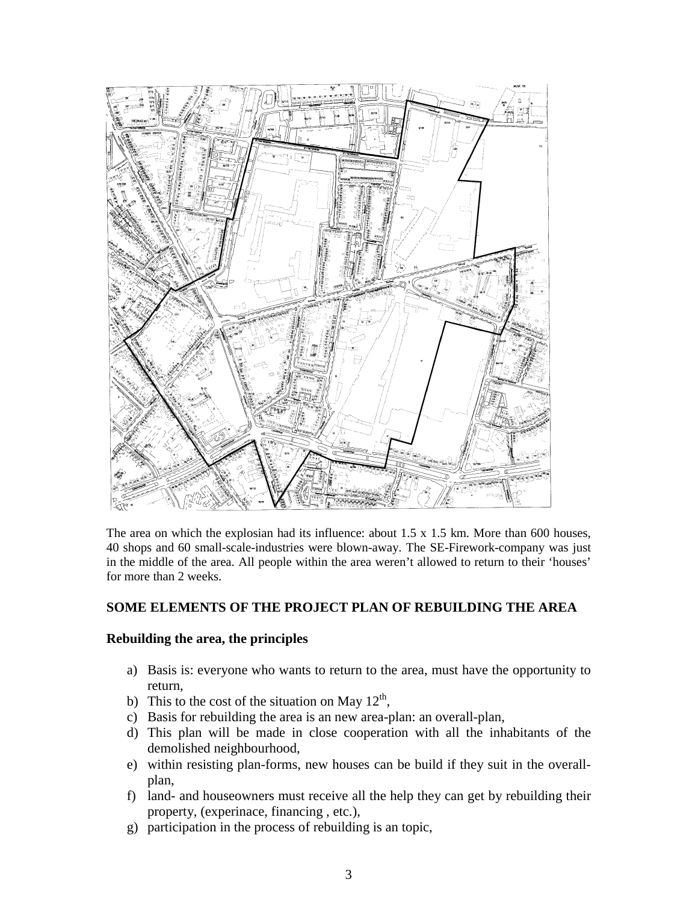The area on which the explosian had its influence: about 1.5 x 1.5 km. More than 600 houses, 40 shops and 60 small-scale-industries were blown-away. The SE-Firework-company was just in the middle of the area. All people within the area weren't allowed to return to their 'houses' for more than 2 weeks.

## SOME ELEMENTS OF THE PROJECT PLAN OF REBUILDING THE AREA

### Rebuilding the area, the principles

a) Basis is: everyone who wants to return to the area, must have the opportunity to return,
b) This to the cost of the situation on May 12th,
c) Basis for rebuilding the area is an new area-plan: an overall-plan,
d) This plan will be made in close cooperation with all the inhabitants of the demolished neighbourhood,
e) within resisting plan-forms, new houses can be build if they suit in the overall-plan,
f) land- and houseowners must receive all the help they can get by rebuilding their property, (experinace, financing , etc.),
g) participation in the process of rebuilding is an topic,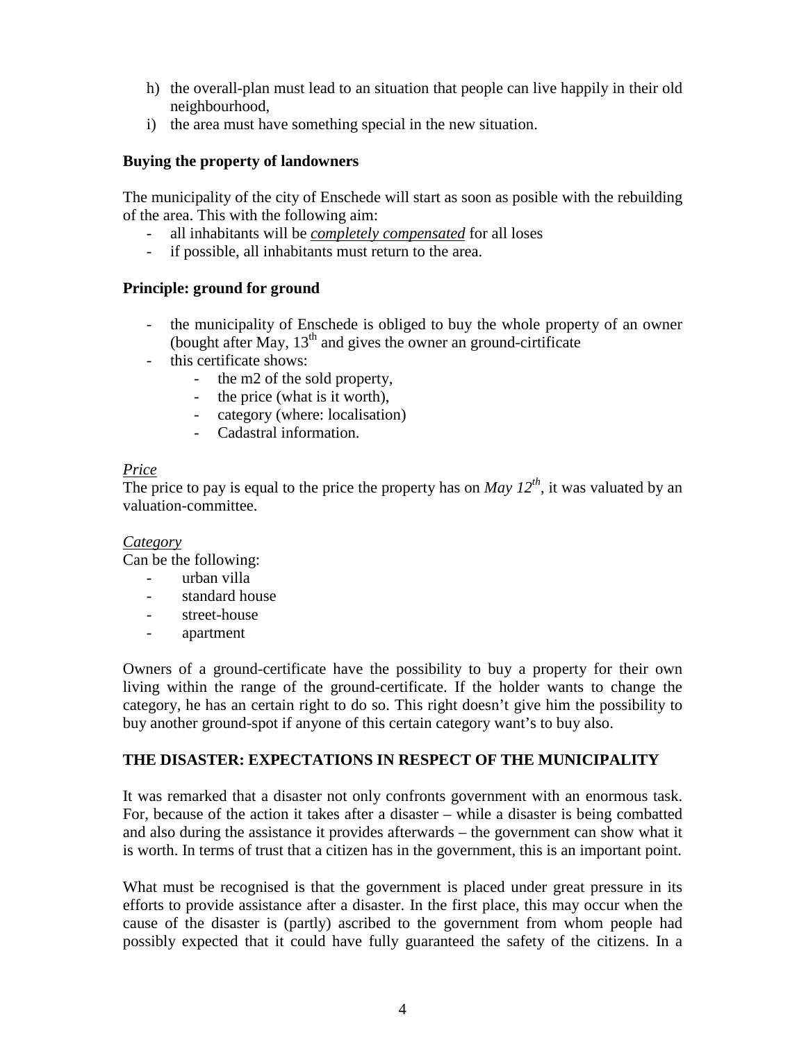h) the overall-plan must lead to an situation that people can live happily in their old neighbourhood,
i) the area must have something special in the new situation.

**Buying the property of landowners**

The municipality of the city of Enschede will start as soon as posible with the rebuilding of the area. This with the following aim:

- all inhabitants will be ***completely compensated*** for all loses
- if possible, all inhabitants must return to the area.

**Principle: ground for ground**

- the municipality of Enschede is obliged to buy the whole property of an owner (bought after May, 13th and gives the owner an ground-cirtificate
- this certificate shows:
    - the m2 of the sold property,
    - the price (what is it worth),
    - category (where: localisation)
    - Cadastral information.

*Price*
The price to pay is equal to the price the property has on *May 12th*, it was valuated by an valuation-committee.

*Category*
Can be the following:

- urban villa
- standard house
- street-house
- apartment

Owners of a ground-certificate have the possibility to buy a property for their own living within the range of the ground-certificate. If the holder wants to change the category, he has an certain right to do so. This right doesn't give him the possibility to buy another ground-spot if anyone of this certain category want's to buy also.

**THE DISASTER: EXPECTATIONS IN RESPECT OF THE MUNICIPALITY**

It was remarked that a disaster not only confronts government with an enormous task. For, because of the action it takes after a disaster – while a disaster is being combatted and also during the assistance it provides afterwards – the government can show what it is worth. In terms of trust that a citizen has in the government, this is an important point.

What must be recognised is that the government is placed under great pressure in its efforts to provide assistance after a disaster. In the first place, this may occur when the cause of the disaster is (partly) ascribed to the government from whom people had possibly expected that it could have fully guaranteed the safety of the citizens. In a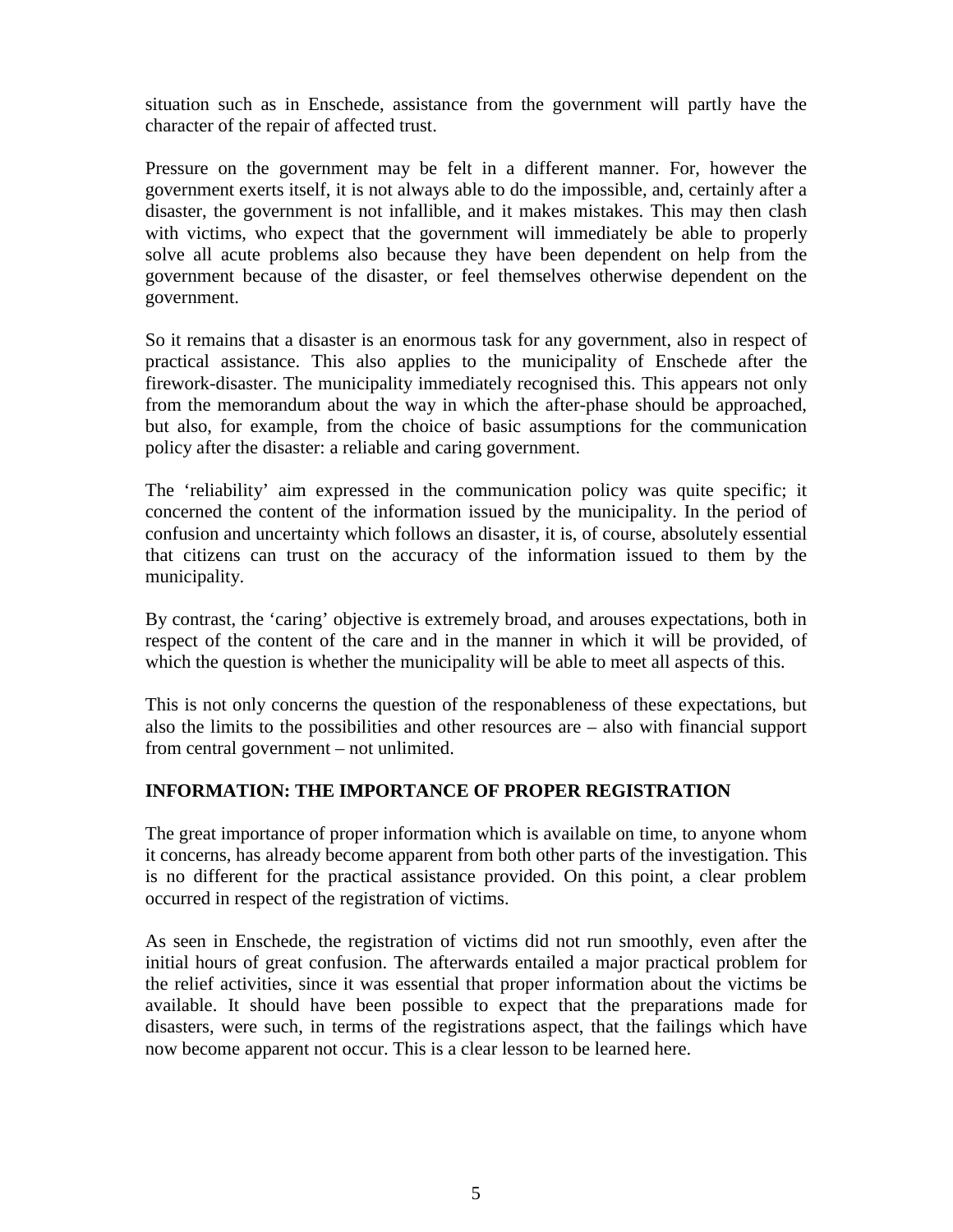situation such as in Enschede, assistance from the government will partly have the character of the repair of affected trust.

Pressure on the government may be felt in a different manner. For, however the government exerts itself, it is not always able to do the impossible, and, certainly after a disaster, the government is not infallible, and it makes mistakes. This may then clash with victims, who expect that the government will immediately be able to properly solve all acute problems also because they have been dependent on help from the government because of the disaster, or feel themselves otherwise dependent on the government.

So it remains that a disaster is an enormous task for any government, also in respect of practical assistance. This also applies to the municipality of Enschede after the firework-disaster. The municipality immediately recognised this. This appears not only from the memorandum about the way in which the after-phase should be approached, but also, for example, from the choice of basic assumptions for the communication policy after the disaster: a reliable and caring government.

The 'reliability' aim expressed in the communication policy was quite specific; it concerned the content of the information issued by the municipality. In the period of confusion and uncertainty which follows an disaster, it is, of course, absolutely essential that citizens can trust on the accuracy of the information issued to them by the municipality.

By contrast, the 'caring' objective is extremely broad, and arouses expectations, both in respect of the content of the care and in the manner in which it will be provided, of which the question is whether the municipality will be able to meet all aspects of this.

This is not only concerns the question of the responableness of these expectations, but also the limits to the possibilities and other resources are – also with financial support from central government – not unlimited.

## INFORMATION: THE IMPORTANCE OF PROPER REGISTRATION

The great importance of proper information which is available on time, to anyone whom it concerns, has already become apparent from both other parts of the investigation. This is no different for the practical assistance provided. On this point, a clear problem occurred in respect of the registration of victims.

As seen in Enschede, the registration of victims did not run smoothly, even after the initial hours of great confusion. The afterwards entailed a major practical problem for the relief activities, since it was essential that proper information about the victims be available. It should have been possible to expect that the preparations made for disasters, were such, in terms of the registrations aspect, that the failings which have now become apparent not occur. This is a clear lesson to be learned here.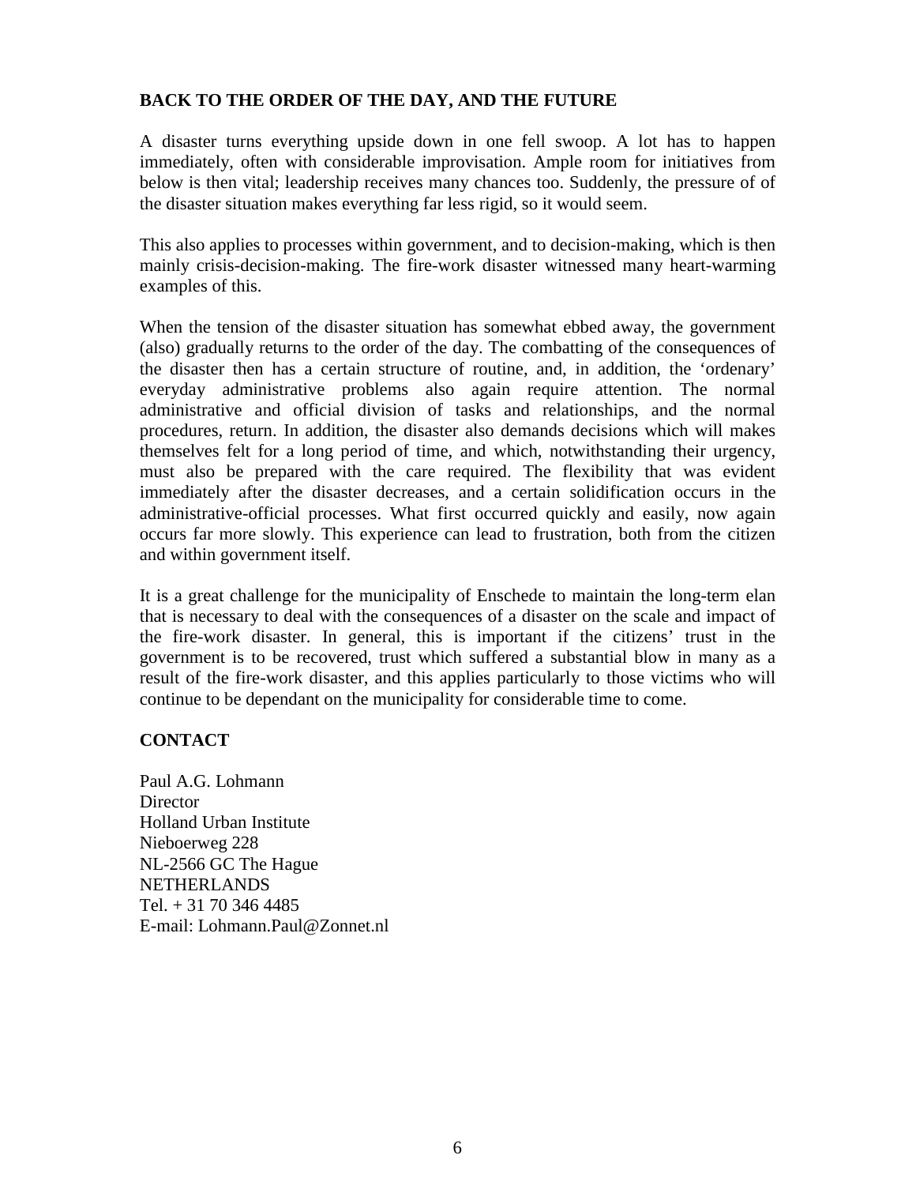## BACK TO THE ORDER OF THE DAY, AND THE FUTURE

A disaster turns everything upside down in one fell swoop. A lot has to happen immediately, often with considerable improvisation. Ample room for initiatives from below is then vital; leadership receives many chances too. Suddenly, the pressure of of the disaster situation makes everything far less rigid, so it would seem.

This also applies to processes within government, and to decision-making, which is then mainly crisis-decision-making. The fire-work disaster witnessed many heart-warming examples of this.

When the tension of the disaster situation has somewhat ebbed away, the government (also) gradually returns to the order of the day. The combatting of the consequences of the disaster then has a certain structure of routine, and, in addition, the 'ordenary' everyday administrative problems also again require attention. The normal administrative and official division of tasks and relationships, and the normal procedures, return. In addition, the disaster also demands decisions which will makes themselves felt for a long period of time, and which, notwithstanding their urgency, must also be prepared with the care required. The flexibility that was evident immediately after the disaster decreases, and a certain solidification occurs in the administrative-official processes. What first occurred quickly and easily, now again occurs far more slowly. This experience can lead to frustration, both from the citizen and within government itself.

It is a great challenge for the municipality of Enschede to maintain the long-term elan that is necessary to deal with the consequences of a disaster on the scale and impact of the fire-work disaster. In general, this is important if the citizens' trust in the government is to be recovered, trust which suffered a substantial blow in many as a result of the fire-work disaster, and this applies particularly to those victims who will continue to be dependant on the municipality for considerable time to come.

## CONTACT

Paul A.G. Lohmann
Director
Holland Urban Institute
Nieboerweg 228
NL-2566 GC The Hague
NETHERLANDS
Tel. + 31 70 346 4485
E-mail: Lohmann.Paul@Zonnet.nl